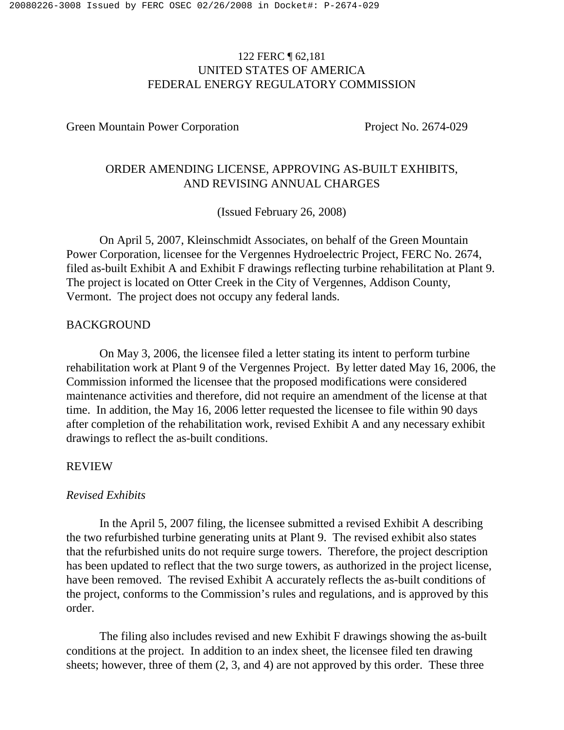122 FERC ¶ 62,181
UNITED STATES OF AMERICA
FEDERAL ENERGY REGULATORY COMMISSION

Green Mountain Power Corporation Project No. 2674-029

ORDER AMENDING LICENSE, APPROVING AS-BUILT EXHIBITS, AND REVISING ANNUAL CHARGES

(Issued February 26, 2008)

On April 5, 2007, Kleinschmidt Associates, on behalf of the Green Mountain Power Corporation, licensee for the Vergennes Hydroelectric Project, FERC No. 2674, filed as-built Exhibit A and Exhibit F drawings reflecting turbine rehabilitation at Plant 9. The project is located on Otter Creek in the City of Vergennes, Addison County, Vermont. The project does not occupy any federal lands.

## BACKGROUND

On May 3, 2006, the licensee filed a letter stating its intent to perform turbine rehabilitation work at Plant 9 of the Vergennes Project. By letter dated May 16, 2006, the Commission informed the licensee that the proposed modifications were considered maintenance activities and therefore, did not require an amendment of the license at that time. In addition, the May 16, 2006 letter requested the licensee to file within 90 days after completion of the rehabilitation work, revised Exhibit A and any necessary exhibit drawings to reflect the as-built conditions.

## REVIEW

### *Revised Exhibits*

In the April 5, 2007 filing, the licensee submitted a revised Exhibit A describing the two refurbished turbine generating units at Plant 9. The revised exhibit also states that the refurbished units do not require surge towers. Therefore, the project description has been updated to reflect that the two surge towers, as authorized in the project license, have been removed. The revised Exhibit A accurately reflects the as-built conditions of the project, conforms to the Commission's rules and regulations, and is approved by this order.

The filing also includes revised and new Exhibit F drawings showing the as-built conditions at the project. In addition to an index sheet, the licensee filed ten drawing sheets; however, three of them (2, 3, and 4) are not approved by this order. These three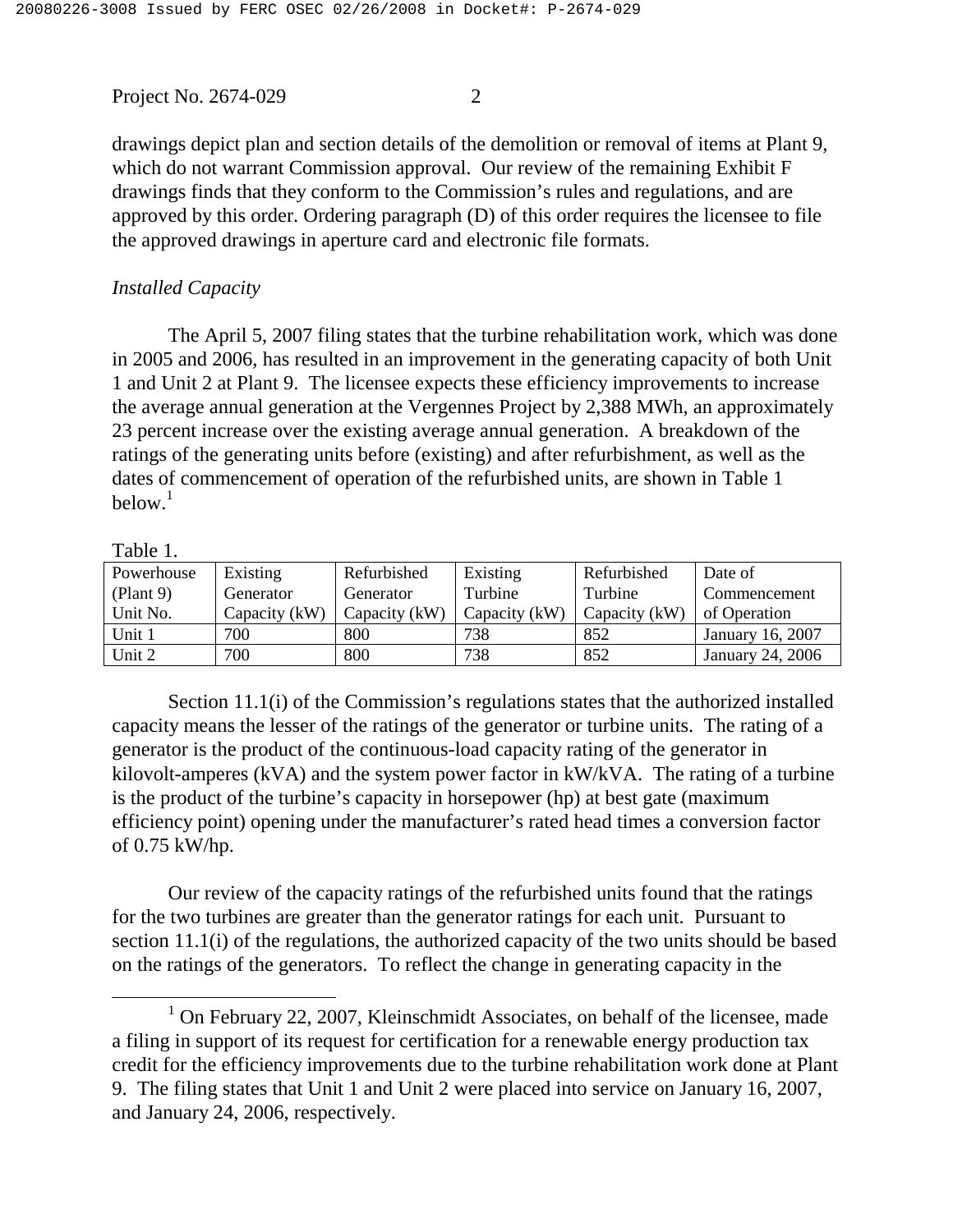drawings depict plan and section details of the demolition or removal of items at Plant 9, which do not warrant Commission approval. Our review of the remaining Exhibit F drawings finds that they conform to the Commission's rules and regulations, and are approved by this order. Ordering paragraph (D) of this order requires the licensee to file the approved drawings in aperture card and electronic file formats.

*Installed Capacity*

The April 5, 2007 filing states that the turbine rehabilitation work, which was done in 2005 and 2006, has resulted in an improvement in the generating capacity of both Unit 1 and Unit 2 at Plant 9. The licensee expects these efficiency improvements to increase the average annual generation at the Vergennes Project by 2,388 MWh, an approximately 23 percent increase over the existing average annual generation. A breakdown of the ratings of the generating units before (existing) and after refurbishment, as well as the dates of commencement of operation of the refurbished units, are shown in Table 1 below.[1]

Table 1.

| Powerhouse (Plant 9) Unit No. | Existing Generator Capacity (kW) | Refurbished Generator Capacity (kW) | Existing Turbine Capacity (kW) | Refurbished Turbine Capacity (kW) | Date of Commencement of Operation |
|---|---|---|---|---|---|
| Unit 1 | 700 | 800 | 738 | 852 | January 16, 2007 |
| Unit 2 | 700 | 800 | 738 | 852 | January 24, 2006 |

Section 11.1(i) of the Commission's regulations states that the authorized installed capacity means the lesser of the ratings of the generator or turbine units. The rating of a generator is the product of the continuous-load capacity rating of the generator in kilovolt-amperes (kVA) and the system power factor in kW/kVA. The rating of a turbine is the product of the turbine's capacity in horsepower (hp) at best gate (maximum efficiency point) opening under the manufacturer's rated head times a conversion factor of 0.75 kW/hp.

Our review of the capacity ratings of the refurbished units found that the ratings for the two turbines are greater than the generator ratings for each unit. Pursuant to section 11.1(i) of the regulations, the authorized capacity of the two units should be based on the ratings of the generators. To reflect the change in generating capacity in the

[1] On February 22, 2007, Kleinschmidt Associates, on behalf of the licensee, made a filing in support of its request for certification for a renewable energy production tax credit for the efficiency improvements due to the turbine rehabilitation work done at Plant 9. The filing states that Unit 1 and Unit 2 were placed into service on January 16, 2007, and January 24, 2006, respectively.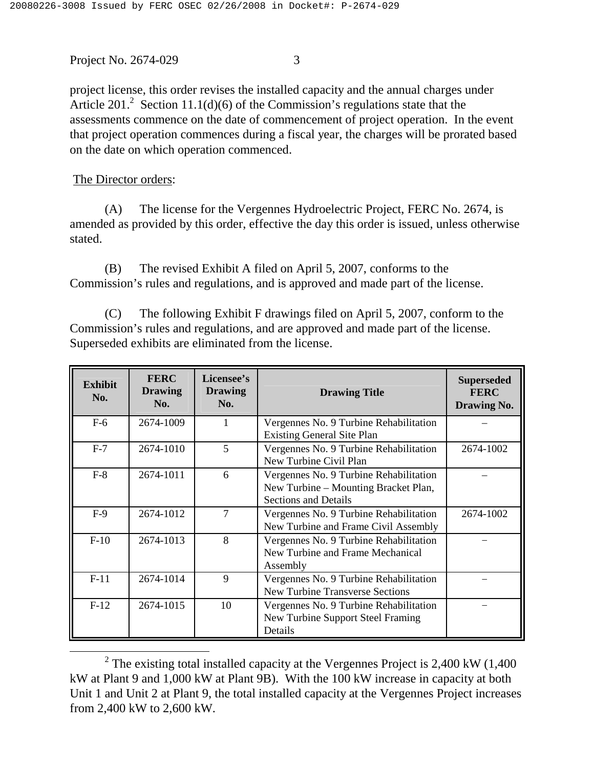project license, this order revises the installed capacity and the annual charges under Article 201.[2] Section 11.1(d)(6) of the Commission's regulations state that the assessments commence on the date of commencement of project operation. In the event that project operation commences during a fiscal year, the charges will be prorated based on the date on which operation commenced.

The Director orders:

(A) The license for the Vergennes Hydroelectric Project, FERC No. 2674, is amended as provided by this order, effective the day this order is issued, unless otherwise stated.

(B) The revised Exhibit A filed on April 5, 2007, conforms to the Commission's rules and regulations, and is approved and made part of the license.

(C) The following Exhibit F drawings filed on April 5, 2007, conform to the Commission's rules and regulations, and are approved and made part of the license. Superseded exhibits are eliminated from the license.

| Exhibit No. | FERC Drawing No. | Licensee's Drawing No. | Drawing Title | Superseded FERC Drawing No. |
|---|---|---|---|---|
| F-6 | 2674-1009 | 1 | Vergennes No. 9 Turbine Rehabilitation Existing General Site Plan | – |
| F-7 | 2674-1010 | 5 | Vergennes No. 9 Turbine Rehabilitation New Turbine Civil Plan | 2674-1002 |
| F-8 | 2674-1011 | 6 | Vergennes No. 9 Turbine Rehabilitation New Turbine – Mounting Bracket Plan, Sections and Details | – |
| F-9 | 2674-1012 | 7 | Vergennes No. 9 Turbine Rehabilitation New Turbine and Frame Civil Assembly | 2674-1002 |
| F-10 | 2674-1013 | 8 | Vergennes No. 9 Turbine Rehabilitation New Turbine and Frame Mechanical Assembly | – |
| F-11 | 2674-1014 | 9 | Vergennes No. 9 Turbine Rehabilitation New Turbine Transverse Sections | – |
| F-12 | 2674-1015 | 10 | Vergennes No. 9 Turbine Rehabilitation New Turbine Support Steel Framing Details | – |

[2] The existing total installed capacity at the Vergennes Project is 2,400 kW (1,400 kW at Plant 9 and 1,000 kW at Plant 9B). With the 100 kW increase in capacity at both Unit 1 and Unit 2 at Plant 9, the total installed capacity at the Vergennes Project increases from 2,400 kW to 2,600 kW.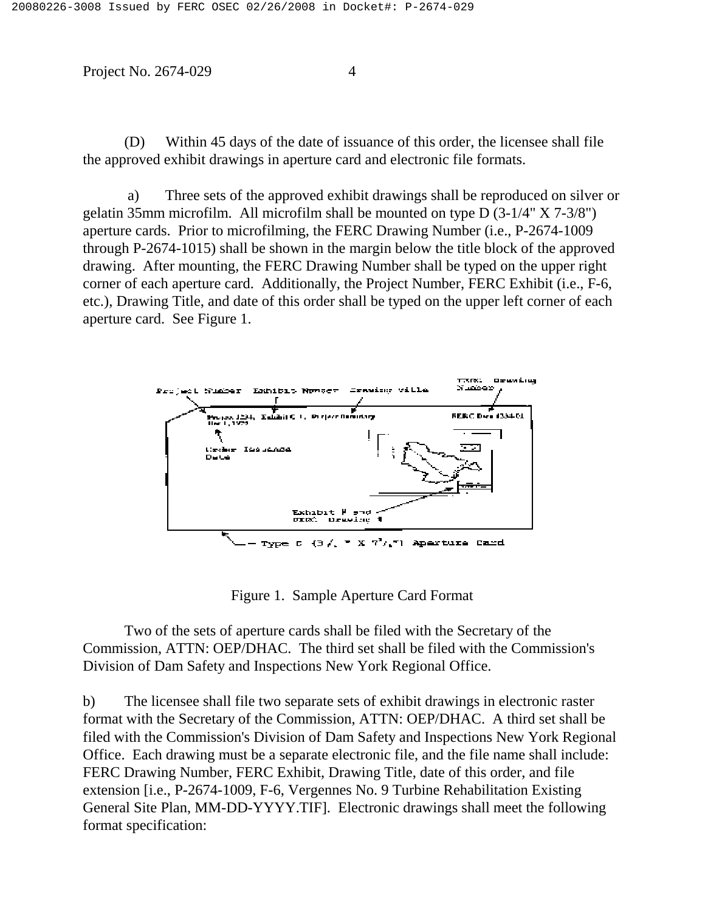(D) Within 45 days of the date of issuance of this order, the licensee shall file the approved exhibit drawings in aperture card and electronic file formats.

a) Three sets of the approved exhibit drawings shall be reproduced on silver or gelatin 35mm microfilm. All microfilm shall be mounted on type D (3-1/4" X 7-3/8") aperture cards. Prior to microfilming, the FERC Drawing Number (i.e., P-2674-1009 through P-2674-1015) shall be shown in the margin below the title block of the approved drawing. After mounting, the FERC Drawing Number shall be typed on the upper right corner of each aperture card. Additionally, the Project Number, FERC Exhibit (i.e., F-6, etc.), Drawing Title, and date of this order shall be typed on the upper left corner of each aperture card. See Figure 1.

Figure 1. Sample Aperture Card Format

Two of the sets of aperture cards shall be filed with the Secretary of the Commission, ATTN: OEP/DHAC. The third set shall be filed with the Commission's Division of Dam Safety and Inspections New York Regional Office.

b) The licensee shall file two separate sets of exhibit drawings in electronic raster format with the Secretary of the Commission, ATTN: OEP/DHAC. A third set shall be filed with the Commission's Division of Dam Safety and Inspections New York Regional Office. Each drawing must be a separate electronic file, and the file name shall include: FERC Drawing Number, FERC Exhibit, Drawing Title, date of this order, and file extension [i.e., P-2674-1009, F-6, Vergennes No. 9 Turbine Rehabilitation Existing General Site Plan, MM-DD-YYYY.TIF]. Electronic drawings shall meet the following format specification: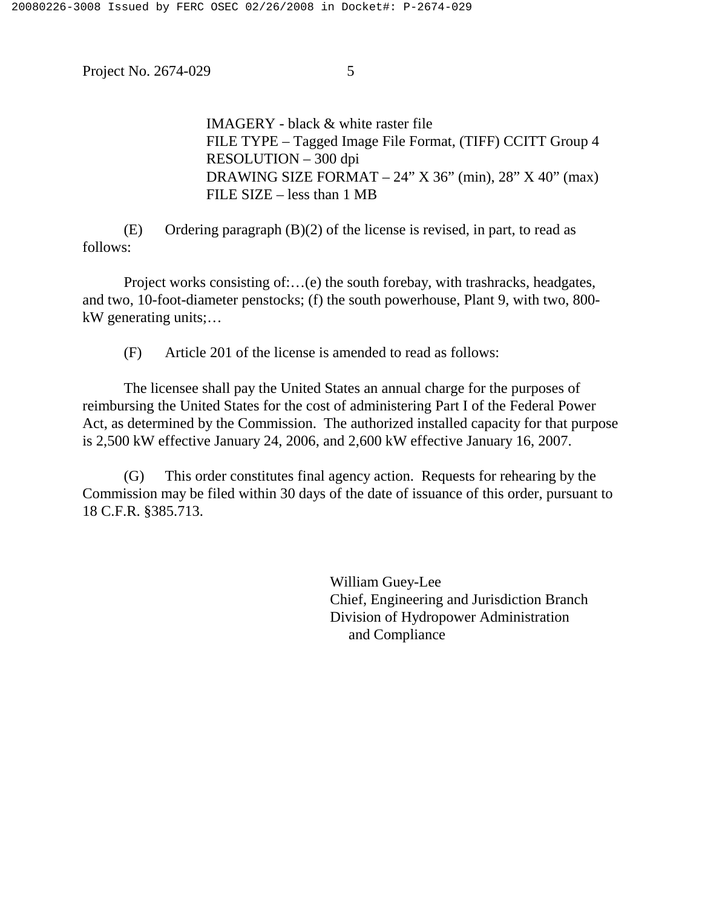IMAGERY - black & white raster file
FILE TYPE – Tagged Image File Format, (TIFF) CCITT Group 4
RESOLUTION – 300 dpi
DRAWING SIZE FORMAT – 24" X 36" (min), 28" X 40" (max)
FILE SIZE – less than 1 MB

(E) Ordering paragraph (B)(2) of the license is revised, in part, to read as follows:

Project works consisting of:…(e) the south forebay, with trashracks, headgates, and two, 10-foot-diameter penstocks; (f) the south powerhouse, Plant 9, with two, 800-kW generating units;…

(F) Article 201 of the license is amended to read as follows:

The licensee shall pay the United States an annual charge for the purposes of reimbursing the United States for the cost of administering Part I of the Federal Power Act, as determined by the Commission. The authorized installed capacity for that purpose is 2,500 kW effective January 24, 2006, and 2,600 kW effective January 16, 2007.

(G) This order constitutes final agency action. Requests for rehearing by the Commission may be filed within 30 days of the date of issuance of this order, pursuant to 18 C.F.R. §385.713.

William Guey-Lee
Chief, Engineering and Jurisdiction Branch
Division of Hydropower Administration
and Compliance